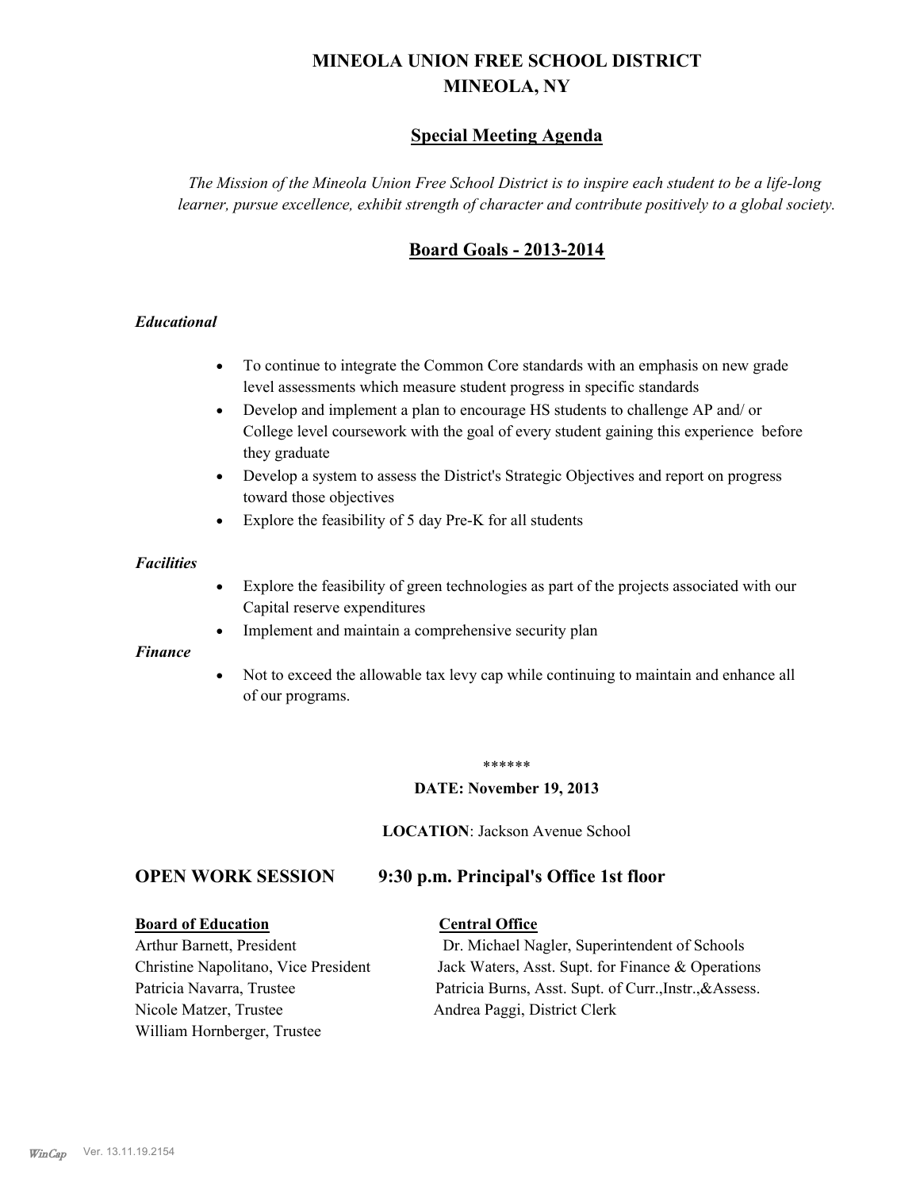# MINEOLA UNION FREE SCHOOL DISTRICT
# MINEOLA, NY

## Special Meeting Agenda

*The Mission of the Mineola Union Free School District is to inspire each student to be a life-long learner, pursue excellence, exhibit strength of character and contribute positively to a global society.*

## Board Goals - 2013-2014

***Educational***

- To continue to integrate the Common Core standards with an emphasis on new grade level assessments which measure student progress in specific standards
- Develop and implement a plan to encourage HS students to challenge AP and/ or College level coursework with the goal of every student gaining this experience before they graduate
- Develop a system to assess the District's Strategic Objectives and report on progress toward those objectives
- Explore the feasibility of 5 day Pre-K for all students

***Facilities***

- Explore the feasibility of green technologies as part of the projects associated with our Capital reserve expenditures
- Implement and maintain a comprehensive security plan

***Finance***

- Not to exceed the allowable tax levy cap while continuing to maintain and enhance all of our programs.

******

**DATE: November 19, 2013**

**LOCATION**: Jackson Avenue School

### OPEN WORK SESSION 9:30 p.m. Principal's Office 1st floor

**Board of Education**

Arthur Barnett, President
Christine Napolitano, Vice President
Patricia Navarra, Trustee
Nicole Matzer, Trustee
William Hornberger, Trustee

**Central Office**

Dr. Michael Nagler, Superintendent of Schools
Jack Waters, Asst. Supt. for Finance & Operations
Patricia Burns, Asst. Supt. of Curr.,Instr.,&Assess.
Andrea Paggi, District Clerk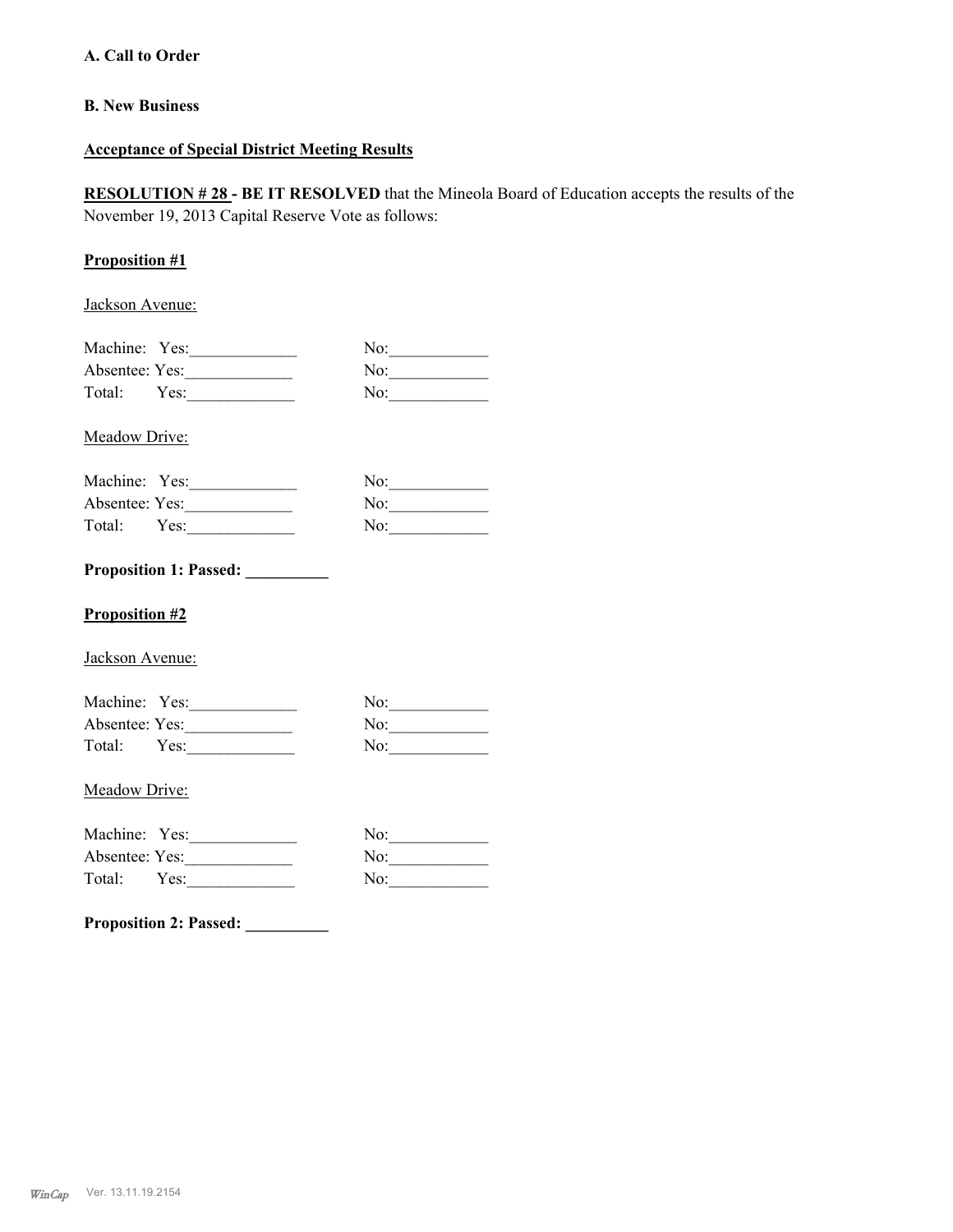**A. Call to Order**

**B. New Business**

**Acceptance of Special District Meeting Results**

**RESOLUTION # 28 - BE IT RESOLVED** that the Mineola Board of Education accepts the results of the November 19, 2013 Capital Reserve Vote as follows:

**Proposition #1**

Jackson Avenue:

Machine: Yes:_____________ No:____________
Absentee: Yes:_____________ No:____________
Total: Yes:_____________ No:____________

Meadow Drive:

Machine: Yes:_____________ No:____________
Absentee: Yes:_____________ No:____________
Total: Yes:_____________ No:____________

**Proposition 1: Passed: __________**

**Proposition #2**

Jackson Avenue:

Machine: Yes:_____________ No:____________
Absentee: Yes:_____________ No:____________
Total: Yes:_____________ No:____________

Meadow Drive:

Machine: Yes:_____________ No:____________
Absentee: Yes:_____________ No:____________
Total: Yes:_____________ No:____________

**Proposition 2: Passed: __________**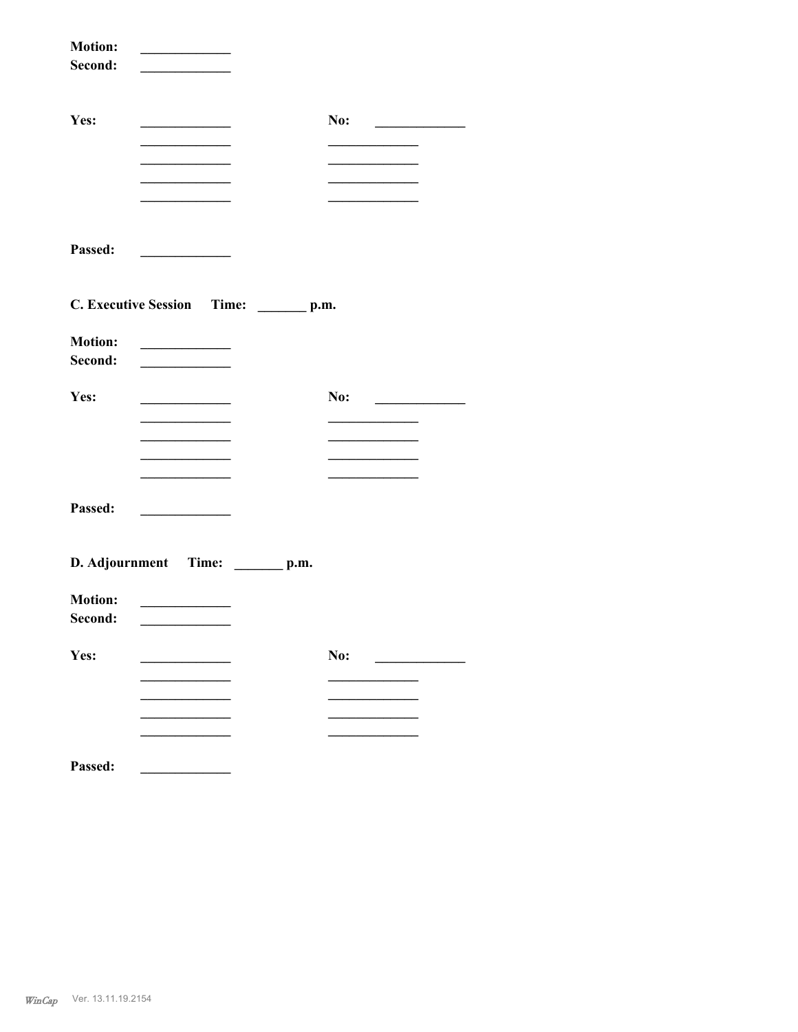**Motion:** \_\_\_\_\_\_\_\_\_\_\_\_\_
**Second:** \_\_\_\_\_\_\_\_\_\_\_\_\_

| | | | |
|---|---|---|---|
| **Yes:** | \_\_\_\_\_\_\_\_\_\_\_\_\_ | **No:** | \_\_\_\_\_\_\_\_\_\_\_\_\_ |
| | \_\_\_\_\_\_\_\_\_\_\_\_\_ | | \_\_\_\_\_\_\_\_\_\_\_\_\_ |
| | \_\_\_\_\_\_\_\_\_\_\_\_\_ | | \_\_\_\_\_\_\_\_\_\_\_\_\_ |
| | \_\_\_\_\_\_\_\_\_\_\_\_\_ | | \_\_\_\_\_\_\_\_\_\_\_\_\_ |
| | \_\_\_\_\_\_\_\_\_\_\_\_\_ | | \_\_\_\_\_\_\_\_\_\_\_\_\_ |

**Passed:** \_\_\_\_\_\_\_\_\_\_\_\_\_

**C. Executive Session Time: \_\_\_\_\_\_\_ p.m.**

**Motion:** \_\_\_\_\_\_\_\_\_\_\_\_\_
**Second:** \_\_\_\_\_\_\_\_\_\_\_\_\_

| | | | |
|---|---|---|---|
| **Yes:** | \_\_\_\_\_\_\_\_\_\_\_\_\_ | **No:** | \_\_\_\_\_\_\_\_\_\_\_\_\_ |
| | \_\_\_\_\_\_\_\_\_\_\_\_\_ | | \_\_\_\_\_\_\_\_\_\_\_\_\_ |
| | \_\_\_\_\_\_\_\_\_\_\_\_\_ | | \_\_\_\_\_\_\_\_\_\_\_\_\_ |
| | \_\_\_\_\_\_\_\_\_\_\_\_\_ | | \_\_\_\_\_\_\_\_\_\_\_\_\_ |
| | \_\_\_\_\_\_\_\_\_\_\_\_\_ | | \_\_\_\_\_\_\_\_\_\_\_\_\_ |

**Passed:** \_\_\_\_\_\_\_\_\_\_\_\_\_

**D. Adjournment Time: \_\_\_\_\_\_\_ p.m.**

**Motion:** \_\_\_\_\_\_\_\_\_\_\_\_\_
**Second:** \_\_\_\_\_\_\_\_\_\_\_\_\_

| | | | |
|---|---|---|---|
| **Yes:** | \_\_\_\_\_\_\_\_\_\_\_\_\_ | **No:** | \_\_\_\_\_\_\_\_\_\_\_\_\_ |
| | \_\_\_\_\_\_\_\_\_\_\_\_\_ | | \_\_\_\_\_\_\_\_\_\_\_\_\_ |
| | \_\_\_\_\_\_\_\_\_\_\_\_\_ | | \_\_\_\_\_\_\_\_\_\_\_\_\_ |
| | \_\_\_\_\_\_\_\_\_\_\_\_\_ | | \_\_\_\_\_\_\_\_\_\_\_\_\_ |
| | \_\_\_\_\_\_\_\_\_\_\_\_\_ | | \_\_\_\_\_\_\_\_\_\_\_\_\_ |

**Passed:** \_\_\_\_\_\_\_\_\_\_\_\_\_

*WinCap* Ver. 13.11.19.2154